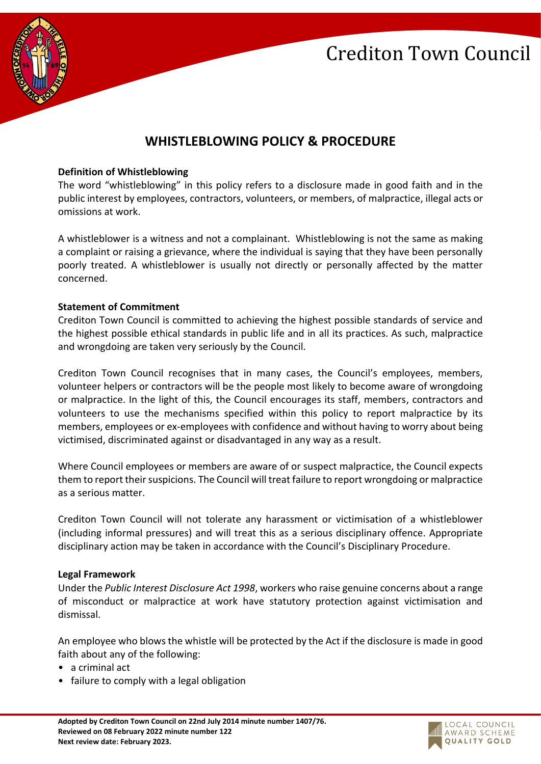# WHISTLEBLOWING POLICY & PROCEDURE

**Definition of Whistleblowing**

The word "whistleblowing" in this policy refers to a disclosure made in good faith and in the public interest by employees, contractors, volunteers, or members, of malpractice, illegal acts or omissions at work.

A whistleblower is a witness and not a complainant. Whistleblowing is not the same as making a complaint or raising a grievance, where the individual is saying that they have been personally poorly treated. A whistleblower is usually not directly or personally affected by the matter concerned.

**Statement of Commitment**

Crediton Town Council is committed to achieving the highest possible standards of service and the highest possible ethical standards in public life and in all its practices. As such, malpractice and wrongdoing are taken very seriously by the Council.

Crediton Town Council recognises that in many cases, the Council's employees, members, volunteer helpers or contractors will be the people most likely to become aware of wrongdoing or malpractice. In the light of this, the Council encourages its staff, members, contractors and volunteers to use the mechanisms specified within this policy to report malpractice by its members, employees or ex-employees with confidence and without having to worry about being victimised, discriminated against or disadvantaged in any way as a result.

Where Council employees or members are aware of or suspect malpractice, the Council expects them to report their suspicions. The Council will treat failure to report wrongdoing or malpractice as a serious matter.

Crediton Town Council will not tolerate any harassment or victimisation of a whistleblower (including informal pressures) and will treat this as a serious disciplinary offence. Appropriate disciplinary action may be taken in accordance with the Council's Disciplinary Procedure.

**Legal Framework**

Under the *Public Interest Disclosure Act 1998*, workers who raise genuine concerns about a range of misconduct or malpractice at work have statutory protection against victimisation and dismissal.

An employee who blows the whistle will be protected by the Act if the disclosure is made in good faith about any of the following:

- a criminal act
- failure to comply with a legal obligation

**Adopted by Crediton Town Council on 22nd July 2014 minute number 1407/76.**
**Reviewed on 08 February 2022 minute number 122**
**Next review date: February 2023.**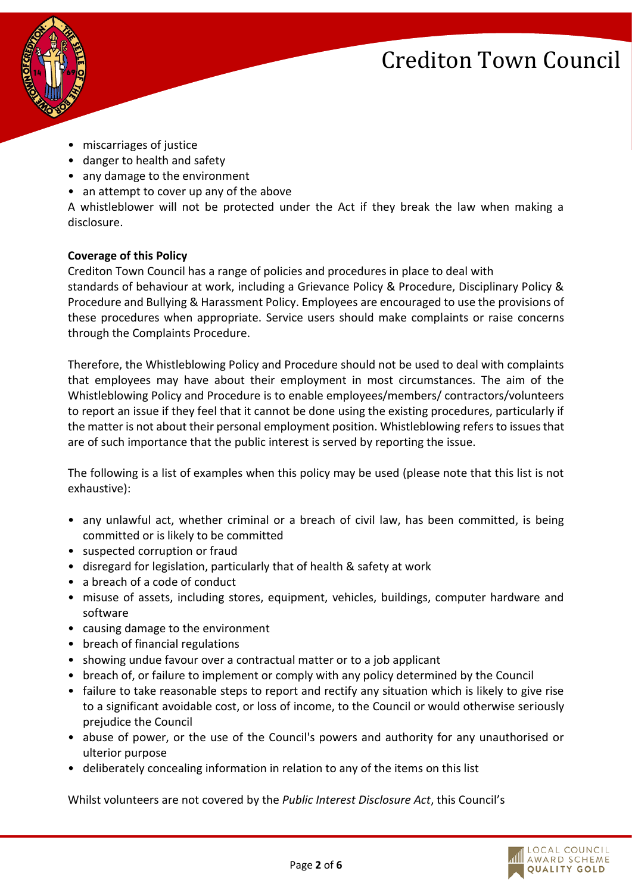- miscarriages of justice
- danger to health and safety
- any damage to the environment
- an attempt to cover up any of the above

A whistleblower will not be protected under the Act if they break the law when making a disclosure.

**Coverage of this Policy**

Crediton Town Council has a range of policies and procedures in place to deal with standards of behaviour at work, including a Grievance Policy & Procedure, Disciplinary Policy & Procedure and Bullying & Harassment Policy. Employees are encouraged to use the provisions of these procedures when appropriate. Service users should make complaints or raise concerns through the Complaints Procedure.

Therefore, the Whistleblowing Policy and Procedure should not be used to deal with complaints that employees may have about their employment in most circumstances. The aim of the Whistleblowing Policy and Procedure is to enable employees/members/ contractors/volunteers to report an issue if they feel that it cannot be done using the existing procedures, particularly if the matter is not about their personal employment position. Whistleblowing refers to issues that are of such importance that the public interest is served by reporting the issue.

The following is a list of examples when this policy may be used (please note that this list is not exhaustive):

- any unlawful act, whether criminal or a breach of civil law, has been committed, is being committed or is likely to be committed
- suspected corruption or fraud
- disregard for legislation, particularly that of health & safety at work
- a breach of a code of conduct
- misuse of assets, including stores, equipment, vehicles, buildings, computer hardware and software
- causing damage to the environment
- breach of financial regulations
- showing undue favour over a contractual matter or to a job applicant
- breach of, or failure to implement or comply with any policy determined by the Council
- failure to take reasonable steps to report and rectify any situation which is likely to give rise to a significant avoidable cost, or loss of income, to the Council or would otherwise seriously prejudice the Council
- abuse of power, or the use of the Council's powers and authority for any unauthorised or ulterior purpose
- deliberately concealing information in relation to any of the items on this list

Whilst volunteers are not covered by the *Public Interest Disclosure Act*, this Council's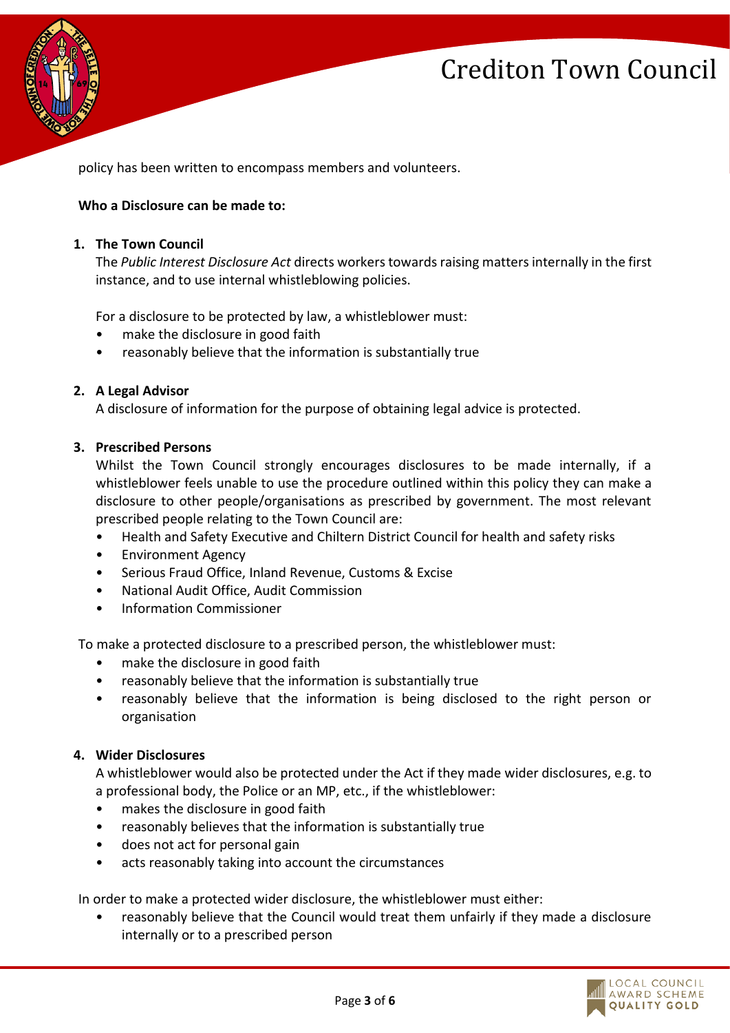policy has been written to encompass members and volunteers.

**Who a Disclosure can be made to:**

1. **The Town Council**

   The *Public Interest Disclosure Act* directs workers towards raising matters internally in the first instance, and to use internal whistleblowing policies.

   For a disclosure to be protected by law, a whistleblower must:

   - make the disclosure in good faith
   - reasonably believe that the information is substantially true

2. **A Legal Advisor**

   A disclosure of information for the purpose of obtaining legal advice is protected.

3. **Prescribed Persons**

   Whilst the Town Council strongly encourages disclosures to be made internally, if a whistleblower feels unable to use the procedure outlined within this policy they can make a disclosure to other people/organisations as prescribed by government. The most relevant prescribed people relating to the Town Council are:

   - Health and Safety Executive and Chiltern District Council for health and safety risks
   - Environment Agency
   - Serious Fraud Office, Inland Revenue, Customs & Excise
   - National Audit Office, Audit Commission
   - Information Commissioner

To make a protected disclosure to a prescribed person, the whistleblower must:

- make the disclosure in good faith
- reasonably believe that the information is substantially true
- reasonably believe that the information is being disclosed to the right person or organisation

4. **Wider Disclosures**

   A whistleblower would also be protected under the Act if they made wider disclosures, e.g. to a professional body, the Police or an MP, etc., if the whistleblower:

   - makes the disclosure in good faith
   - reasonably believes that the information is substantially true
   - does not act for personal gain
   - acts reasonably taking into account the circumstances

In order to make a protected wider disclosure, the whistleblower must either:

- reasonably believe that the Council would treat them unfairly if they made a disclosure internally or to a prescribed person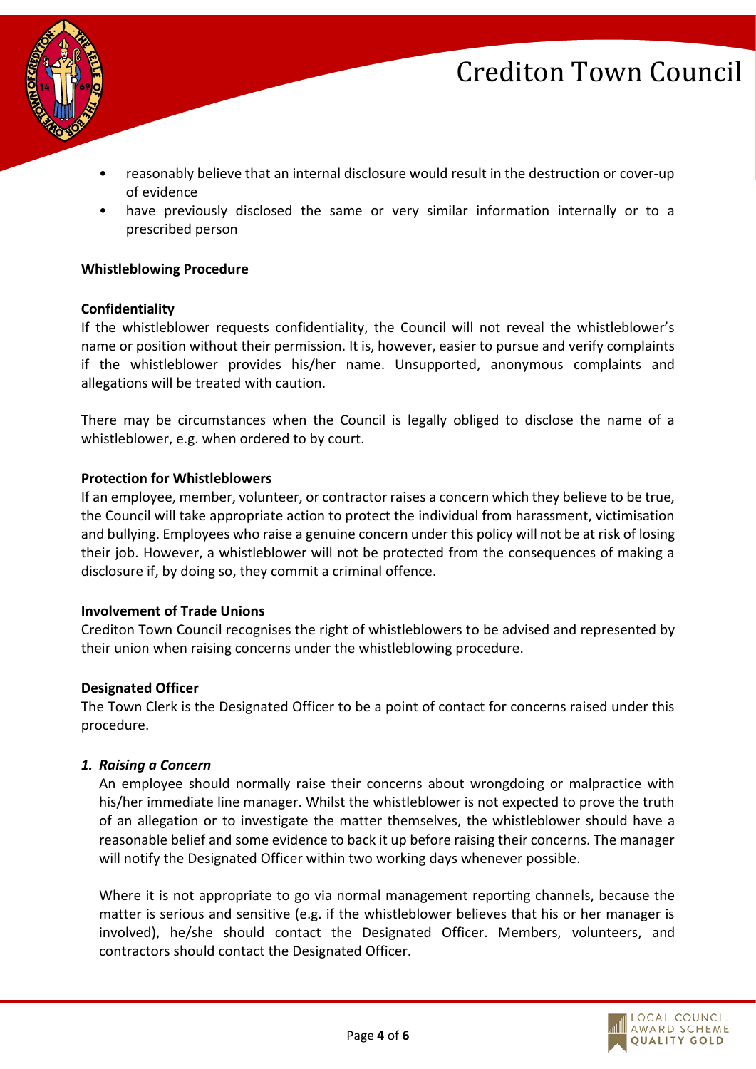- reasonably believe that an internal disclosure would result in the destruction or cover-up of evidence
- have previously disclosed the same or very similar information internally or to a prescribed person

**Whistleblowing Procedure**

**Confidentiality**

If the whistleblower requests confidentiality, the Council will not reveal the whistleblower's name or position without their permission. It is, however, easier to pursue and verify complaints if the whistleblower provides his/her name. Unsupported, anonymous complaints and allegations will be treated with caution.

There may be circumstances when the Council is legally obliged to disclose the name of a whistleblower, e.g. when ordered to by court.

**Protection for Whistleblowers**

If an employee, member, volunteer, or contractor raises a concern which they believe to be true, the Council will take appropriate action to protect the individual from harassment, victimisation and bullying. Employees who raise a genuine concern under this policy will not be at risk of losing their job. However, a whistleblower will not be protected from the consequences of making a disclosure if, by doing so, they commit a criminal offence.

**Involvement of Trade Unions**

Crediton Town Council recognises the right of whistleblowers to be advised and represented by their union when raising concerns under the whistleblowing procedure.

**Designated Officer**

The Town Clerk is the Designated Officer to be a point of contact for concerns raised under this procedure.

1. ***Raising a Concern***

   An employee should normally raise their concerns about wrongdoing or malpractice with his/her immediate line manager. Whilst the whistleblower is not expected to prove the truth of an allegation or to investigate the matter themselves, the whistleblower should have a reasonable belief and some evidence to back it up before raising their concerns. The manager will notify the Designated Officer within two working days whenever possible.

   Where it is not appropriate to go via normal management reporting channels, because the matter is serious and sensitive (e.g. if the whistleblower believes that his or her manager is involved), he/she should contact the Designated Officer. Members, volunteers, and contractors should contact the Designated Officer.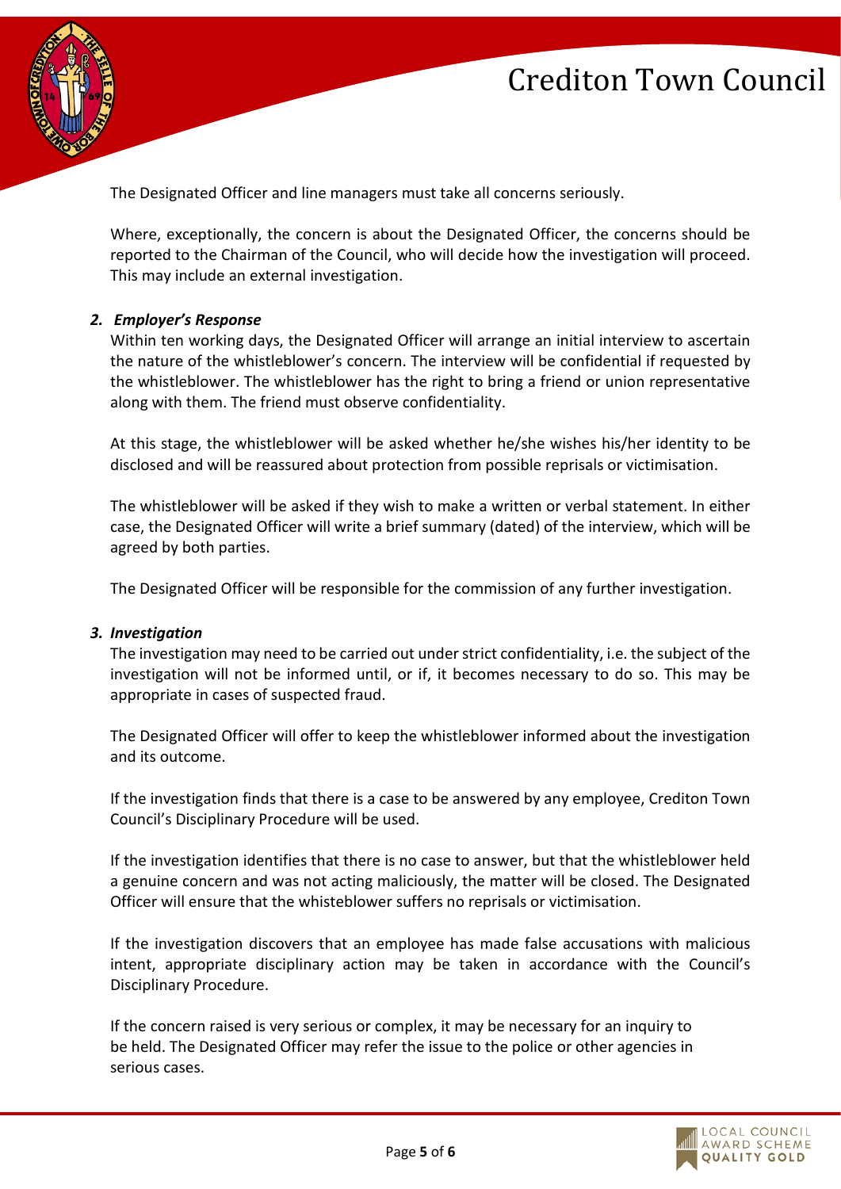The Designated Officer and line managers must take all concerns seriously.

Where, exceptionally, the concern is about the Designated Officer, the concerns should be reported to the Chairman of the Council, who will decide how the investigation will proceed. This may include an external investigation.

### 2. *Employer's Response*

Within ten working days, the Designated Officer will arrange an initial interview to ascertain the nature of the whistleblower's concern. The interview will be confidential if requested by the whistleblower. The whistleblower has the right to bring a friend or union representative along with them. The friend must observe confidentiality.

At this stage, the whistleblower will be asked whether he/she wishes his/her identity to be disclosed and will be reassured about protection from possible reprisals or victimisation.

The whistleblower will be asked if they wish to make a written or verbal statement. In either case, the Designated Officer will write a brief summary (dated) of the interview, which will be agreed by both parties.

The Designated Officer will be responsible for the commission of any further investigation.

### 3. *Investigation*

The investigation may need to be carried out under strict confidentiality, i.e. the subject of the investigation will not be informed until, or if, it becomes necessary to do so. This may be appropriate in cases of suspected fraud.

The Designated Officer will offer to keep the whistleblower informed about the investigation and its outcome.

If the investigation finds that there is a case to be answered by any employee, Crediton Town Council's Disciplinary Procedure will be used.

If the investigation identifies that there is no case to answer, but that the whistleblower held a genuine concern and was not acting maliciously, the matter will be closed. The Designated Officer will ensure that the whisteblower suffers no reprisals or victimisation.

If the investigation discovers that an employee has made false accusations with malicious intent, appropriate disciplinary action may be taken in accordance with the Council's Disciplinary Procedure.

If the concern raised is very serious or complex, it may be necessary for an inquiry to be held. The Designated Officer may refer the issue to the police or other agencies in serious cases.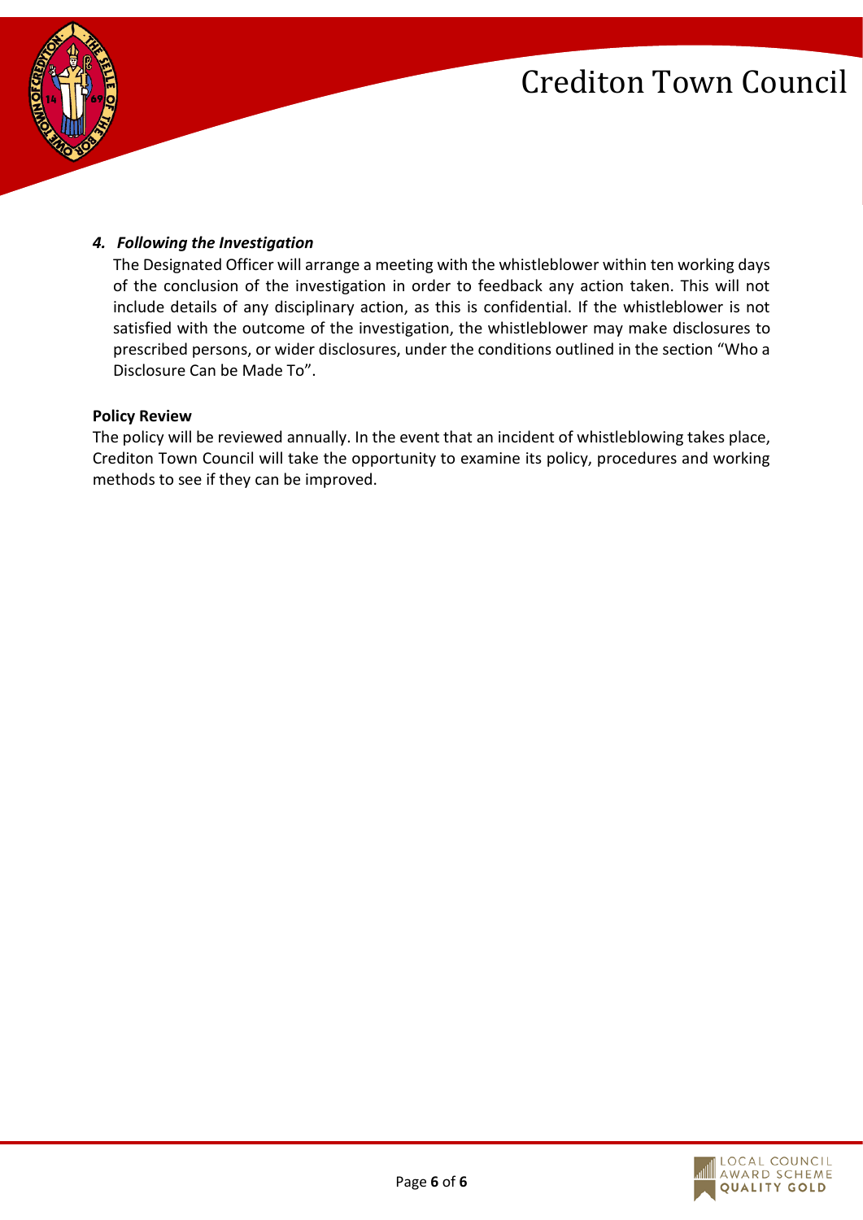4. ***Following the Investigation***

   The Designated Officer will arrange a meeting with the whistleblower within ten working days of the conclusion of the investigation in order to feedback any action taken. This will not include details of any disciplinary action, as this is confidential. If the whistleblower is not satisfied with the outcome of the investigation, the whistleblower may make disclosures to prescribed persons, or wider disclosures, under the conditions outlined in the section "Who a Disclosure Can be Made To".

**Policy Review**

The policy will be reviewed annually. In the event that an incident of whistleblowing takes place, Crediton Town Council will take the opportunity to examine its policy, procedures and working methods to see if they can be improved.